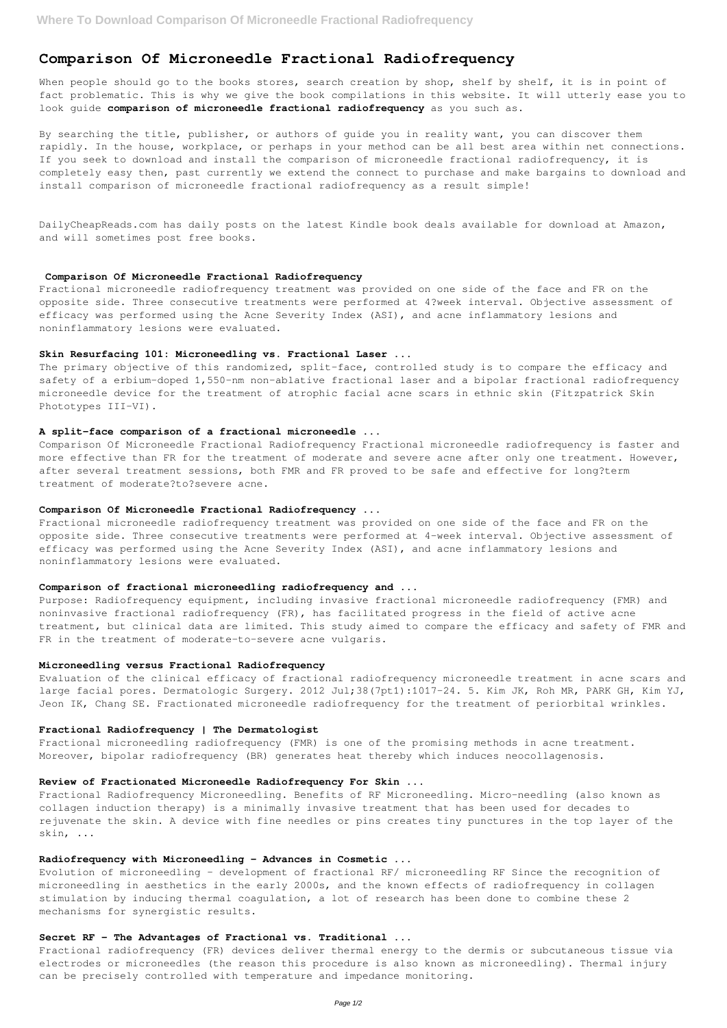# Comparison Of Microneedle Fractional Radiofrequency

When people should go to the books stores, search creation by shop, shelf by shelf, it is in point of fact problematic. This is why we give the book compilations in this website. It will utterly ease you to look guide **comparison of microneedle fractional radiofrequency** as you such as.

By searching the title, publisher, or authors of guide you in reality want, you can discover them rapidly. In the house, workplace, or perhaps in your method can be all best area within net connections. If you seek to download and install the comparison of microneedle fractional radiofrequency, it is completely easy then, past currently we extend the connect to purchase and make bargains to download and install comparison of microneedle fractional radiofrequency as a result simple!

DailyCheapReads.com has daily posts on the latest Kindle book deals available for download at Amazon, and will sometimes post free books.

## Comparison Of Microneedle Fractional Radiofrequency

Fractional microneedle radiofrequency treatment was provided on one side of the face and FR on the opposite side. Three consecutive treatments were performed at 4?week interval. Objective assessment of efficacy was performed using the Acne Severity Index (ASI), and acne inflammatory lesions and noninflammatory lesions were evaluated.

## Skin Resurfacing 101: Microneedling vs. Fractional Laser ...

The primary objective of this randomized, split-face, controlled study is to compare the efficacy and safety of a erbium-doped 1,550-nm non-ablative fractional laser and a bipolar fractional radiofrequency microneedle device for the treatment of atrophic facial acne scars in ethnic skin (Fitzpatrick Skin Phototypes III-VI).

## A split-face comparison of a fractional microneedle ...

Comparison Of Microneedle Fractional Radiofrequency Fractional microneedle radiofrequency is faster and more effective than FR for the treatment of moderate and severe acne after only one treatment. However, after several treatment sessions, both FMR and FR proved to be safe and effective for long?term treatment of moderate?to?severe acne.

## Comparison Of Microneedle Fractional Radiofrequency ...

Fractional microneedle radiofrequency treatment was provided on one side of the face and FR on the opposite side. Three consecutive treatments were performed at 4-week interval. Objective assessment of efficacy was performed using the Acne Severity Index (ASI), and acne inflammatory lesions and noninflammatory lesions were evaluated.

## Comparison of fractional microneedling radiofrequency and ...

Purpose: Radiofrequency equipment, including invasive fractional microneedle radiofrequency (FMR) and noninvasive fractional radiofrequency (FR), has facilitated progress in the field of active acne treatment, but clinical data are limited. This study aimed to compare the efficacy and safety of FMR and FR in the treatment of moderate-to-severe acne vulgaris.

## Microneedling versus Fractional Radiofrequency

Evaluation of the clinical efficacy of fractional radiofrequency microneedle treatment in acne scars and large facial pores. Dermatologic Surgery. 2012 Jul;38(7pt1):1017-24. 5. Kim JK, Roh MR, PARK GH, Kim YJ, Jeon IK, Chang SE. Fractionated microneedle radiofrequency for the treatment of periorbital wrinkles.

## Fractional Radiofrequency | The Dermatologist

Fractional microneedling radiofrequency (FMR) is one of the promising methods in acne treatment. Moreover, bipolar radiofrequency (BR) generates heat thereby which induces neocollagenosis.

## Review of Fractionated Microneedle Radiofrequency For Skin ...

Fractional Radiofrequency Microneedling. Benefits of RF Microneedling. Micro-needling (also known as collagen induction therapy) is a minimally invasive treatment that has been used for decades to rejuvenate the skin. A device with fine needles or pins creates tiny punctures in the top layer of the skin, ...

## Radiofrequency with Microneedling - Advances in Cosmetic ...

Evolution of microneedling – development of fractional RF/ microneedling RF Since the recognition of microneedling in aesthetics in the early 2000s, and the known effects of radiofrequency in collagen stimulation by inducing thermal coagulation, a lot of research has been done to combine these 2 mechanisms for synergistic results.

## Secret RF - The Advantages of Fractional vs. Traditional ...

Fractional radiofrequency (FR) devices deliver thermal energy to the dermis or subcutaneous tissue via electrodes or microneedles (the reason this procedure is also known as microneedling). Thermal injury can be precisely controlled with temperature and impedance monitoring.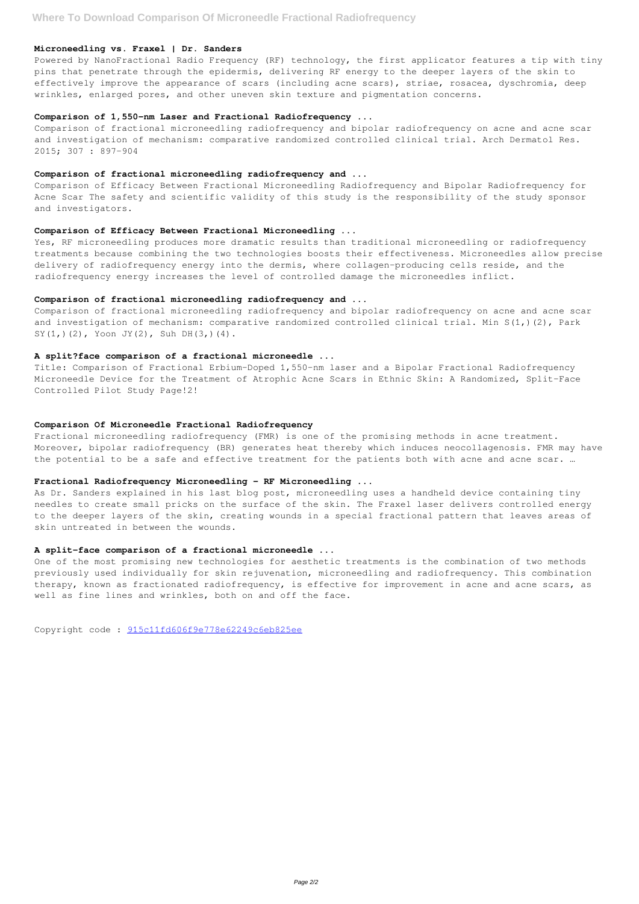### Microneedling vs. Fraxel | Dr. Sanders

Powered by NanoFractional Radio Frequency (RF) technology, the first applicator features a tip with tiny pins that penetrate through the epidermis, delivering RF energy to the deeper layers of the skin to effectively improve the appearance of scars (including acne scars), striae, rosacea, dyschromia, deep wrinkles, enlarged pores, and other uneven skin texture and pigmentation concerns.

### Comparison of 1,550-nm Laser and Fractional Radiofrequency ...

Comparison of fractional microneedling radiofrequency and bipolar radiofrequency on acne and acne scar and investigation of mechanism: comparative randomized controlled clinical trial. Arch Dermatol Res. 2015; 307 : 897-904

### Comparison of fractional microneedling radiofrequency and ...

Comparison of Efficacy Between Fractional Microneedling Radiofrequency and Bipolar Radiofrequency for Acne Scar The safety and scientific validity of this study is the responsibility of the study sponsor and investigators.

### Comparison of Efficacy Between Fractional Microneedling ...

Yes, RF microneedling produces more dramatic results than traditional microneedling or radiofrequency treatments because combining the two technologies boosts their effectiveness. Microneedles allow precise delivery of radiofrequency energy into the dermis, where collagen-producing cells reside, and the radiofrequency energy increases the level of controlled damage the microneedles inflict.

### Comparison of fractional microneedling radiofrequency and ...

Comparison of fractional microneedling radiofrequency and bipolar radiofrequency on acne and acne scar and investigation of mechanism: comparative randomized controlled clinical trial. Min S(1,)(2), Park SY(1,)(2), Yoon JY(2), Suh DH(3,)(4).

### A split?face comparison of a fractional microneedle ...

Title: Comparison of Fractional Erbium-Doped 1,550-nm laser and a Bipolar Fractional Radiofrequency Microneedle Device for the Treatment of Atrophic Acne Scars in Ethnic Skin: A Randomized, Split-Face Controlled Pilot Study Page!2!

### Comparison Of Microneedle Fractional Radiofrequency

Fractional microneedling radiofrequency (FMR) is one of the promising methods in acne treatment. Moreover, bipolar radiofrequency (BR) generates heat thereby which induces neocollagenosis. FMR may have the potential to be a safe and effective treatment for the patients both with acne and acne scar. …

### Fractional Radiofrequency Microneedling - RF Microneedling ...

As Dr. Sanders explained in his last blog post, microneedling uses a handheld device containing tiny needles to create small pricks on the surface of the skin. The Fraxel laser delivers controlled energy to the deeper layers of the skin, creating wounds in a special fractional pattern that leaves areas of skin untreated in between the wounds.

### A split-face comparison of a fractional microneedle ...

One of the most promising new technologies for aesthetic treatments is the combination of two methods previously used individually for skin rejuvenation, microneedling and radiofrequency. This combination therapy, known as fractionated radiofrequency, is effective for improvement in acne and acne scars, as well as fine lines and wrinkles, both on and off the face.

Copyright code : 915c11fd606f9e778e62249c6eb825ee